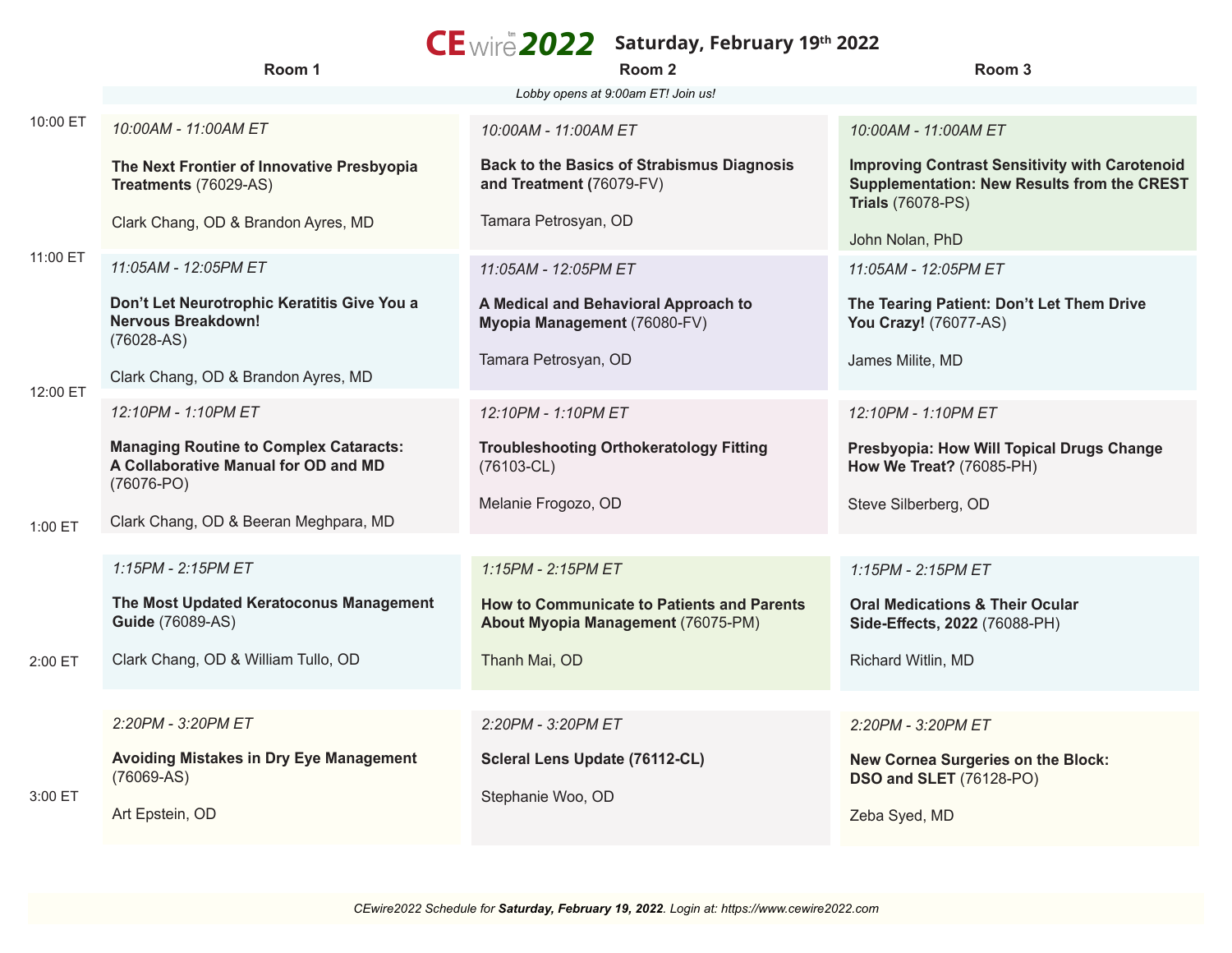# CEwire 2022 — Saturday, February 19th 2022

*Lobby opens at 9:00am ET! Join us!*

| Time | Room 1 | Room 2 | Room 3 |
|---|---|---|---|
| 10:00 ET | *10:00AM - 11:00AM ET*<br>**The Next Frontier of Innovative Presbyopia Treatments** (76029-AS)<br>Clark Chang, OD & Brandon Ayres, MD | *10:00AM - 11:00AM ET*<br>**Back to the Basics of Strabismus Diagnosis and Treatment (**76079-FV)<br>Tamara Petrosyan, OD | *10:00AM - 11:00AM ET*<br>**Improving Contrast Sensitivity with Carotenoid Supplementation: New Results from the CREST Trials** (76078-PS)<br>John Nolan, PhD |
| 11:00 ET | *11:05AM - 12:05PM ET*<br>**Don't Let Neurotrophic Keratitis Give You a Nervous Breakdown!** (76028-AS)<br>Clark Chang, OD & Brandon Ayres, MD | *11:05AM - 12:05PM ET*<br>**A Medical and Behavioral Approach to Myopia Management** (76080-FV)<br>Tamara Petrosyan, OD | *11:05AM - 12:05PM ET*<br>**The Tearing Patient: Don't Let Them Drive You Crazy!** (76077-AS)<br>James Milite, MD |
| 12:00 ET | *12:10PM - 1:10PM ET*<br>**Managing Routine to Complex Cataracts: A Collaborative Manual for OD and MD** (76076-PO)<br>Clark Chang, OD & Beeran Meghpara, MD | *12:10PM - 1:10PM ET*<br>**Troubleshooting Orthokeratology Fitting** (76103-CL)<br>Melanie Frogozo, OD | *12:10PM - 1:10PM ET*<br>**Presbyopia: How Will Topical Drugs Change How We Treat?** (76085-PH)<br>Steve Silberberg, OD |
| 1:00 ET | *1:15PM - 2:15PM ET*<br>**The Most Updated Keratoconus Management Guide** (76089-AS)<br>Clark Chang, OD & William Tullo, OD | *1:15PM - 2:15PM ET*<br>**How to Communicate to Patients and Parents About Myopia Management** (76075-PM)<br>Thanh Mai, OD | *1:15PM - 2:15PM ET*<br>**Oral Medications & Their Ocular Side-Effects, 2022** (76088-PH)<br>Richard Witlin, MD |
| 2:00 ET | *2:20PM - 3:20PM ET*<br>**Avoiding Mistakes in Dry Eye Management** (76069-AS)<br>Art Epstein, OD | *2:20PM - 3:20PM ET*<br>**Scleral Lens Update (76112-CL)**<br>Stephanie Woo, OD | *2:20PM - 3:20PM ET*<br>**New Cornea Surgeries on the Block: DSO and SLET** (76128-PO)<br>Zeba Syed, MD |
| 3:00 ET | | | |

*CEwire2022 Schedule for **Saturday, February 19, 2022**. Login at: https://www.cewire2022.com*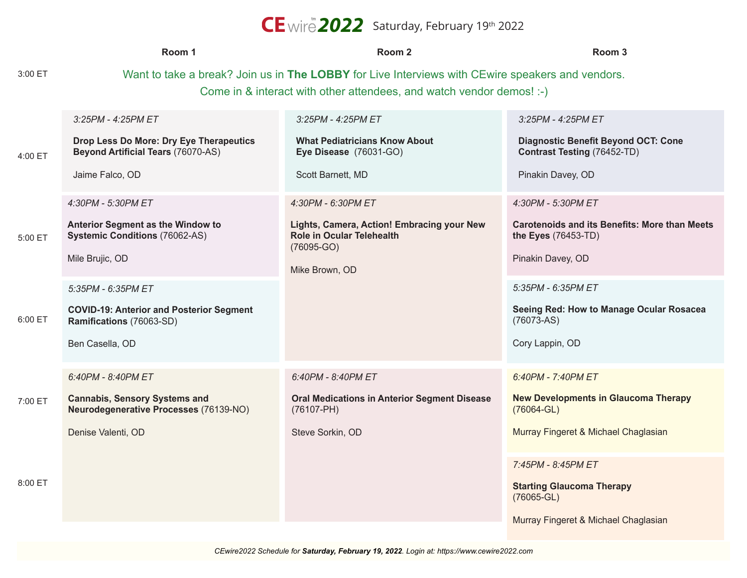# CEwire 2022 Saturday, February 19th 2022

Want to take a break? Join us in **The LOBBY** for Live Interviews with CEwire speakers and vendors. Come in & interact with other attendees, and watch vendor demos! :-)

| Time | Room 1 | Room 2 | Room 3 |
| --- | --- | --- | --- |
| 3:00 ET | | | |
| 4:00 ET | *3:25PM - 4:25PM ET*<br>**Drop Less Do More: Dry Eye Therapeutics Beyond Artificial Tears** (76070-AS)<br>Jaime Falco, OD | *3:25PM - 4:25PM ET*<br>**What Pediatricians Know About Eye Disease** (76031-GO)<br>Scott Barnett, MD | *3:25PM - 4:25PM ET*<br>**Diagnostic Benefit Beyond OCT: Cone Contrast Testing** (76452-TD)<br>Pinakin Davey, OD |
| 5:00 ET | *4:30PM - 5:30PM ET*<br>**Anterior Segment as the Window to Systemic Conditions** (76062-AS)<br>Mile Brujic, OD | *4:30PM - 6:30PM ET*<br>**Lights, Camera, Action! Embracing your New Role in Ocular Telehealth** (76095-GO)<br>Mike Brown, OD | *4:30PM - 5:30PM ET*<br>**Carotenoids and its Benefits: More than Meets the Eyes** (76453-TD)<br>Pinakin Davey, OD |
| 6:00 ET | *5:35PM - 6:35PM ET*<br>**COVID-19: Anterior and Posterior Segment Ramifications** (76063-SD)<br>Ben Casella, OD | | *5:35PM - 6:35PM ET*<br>**Seeing Red: How to Manage Ocular Rosacea** (76073-AS)<br>Cory Lappin, OD |
| 7:00 ET | *6:40PM - 8:40PM ET*<br>**Cannabis, Sensory Systems and Neurodegenerative Processes** (76139-NO)<br>Denise Valenti, OD | *6:40PM - 8:40PM ET*<br>**Oral Medications in Anterior Segment Disease** (76107-PH)<br>Steve Sorkin, OD | *6:40PM - 7:40PM ET*<br>**New Developments in Glaucoma Therapy** (76064-GL)<br>Murray Fingeret & Michael Chaglasian |
| 8:00 ET | | | *7:45PM - 8:45PM ET*<br>**Starting Glaucoma Therapy** (76065-GL)<br>Murray Fingeret & Michael Chaglasian |

*CEwire2022 Schedule for **Saturday, February 19, 2022**. Login at: https://www.cewire2022.com*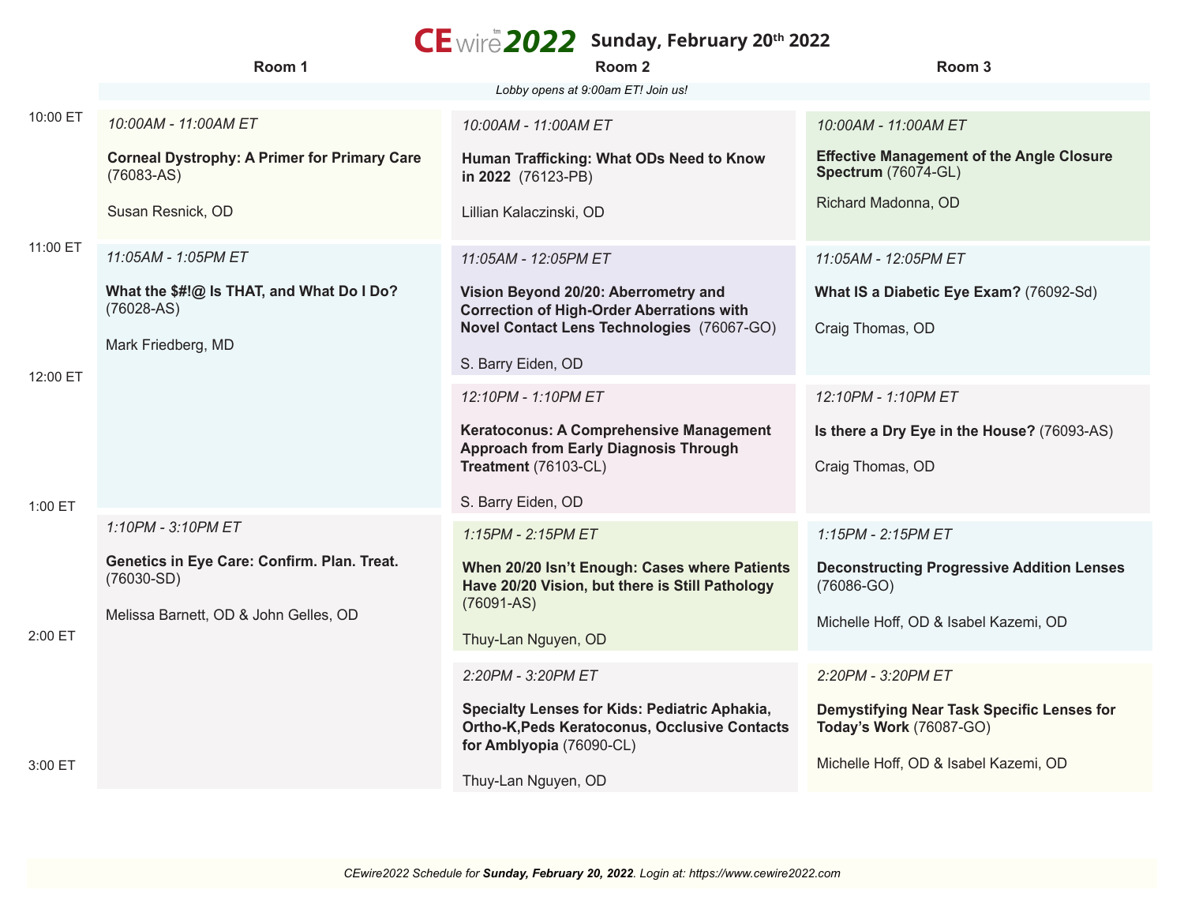# CEwire2022 Sunday, February 20th 2022

*Lobby opens at 9:00am ET! Join us!*

| Time | Room 1 | Room 2 | Room 3 |
|---|---|---|---|
| 10:00 ET | *10:00AM - 11:00AM ET*<br><br>**Corneal Dystrophy: A Primer for Primary Care** (76083-AS)<br><br>Susan Resnick, OD | *10:00AM - 11:00AM ET*<br><br>**Human Trafficking: What ODs Need to Know in 2022** (76123-PB)<br><br>Lillian Kalaczinski, OD | *10:00AM - 11:00AM ET*<br><br>**Effective Management of the Angle Closure Spectrum** (76074-GL)<br><br>Richard Madonna, OD |
| 11:00 ET | *11:05AM - 1:05PM ET*<br><br>**What the $#!@ Is THAT, and What Do I Do?** (76028-AS)<br><br>Mark Friedberg, MD | *11:05AM - 12:05PM ET*<br><br>**Vision Beyond 20/20: Aberrometry and Correction of High-Order Aberrations with Novel Contact Lens Technologies** (76067-GO)<br><br>S. Barry Eiden, OD | *11:05AM - 12:05PM ET*<br><br>**What IS a Diabetic Eye Exam?** (76092-Sd)<br><br>Craig Thomas, OD |
| 12:00 ET | | *12:10PM - 1:10PM ET*<br><br>**Keratoconus: A Comprehensive Management Approach from Early Diagnosis Through Treatment** (76103-CL)<br><br>S. Barry Eiden, OD | *12:10PM - 1:10PM ET*<br><br>**Is there a Dry Eye in the House?** (76093-AS)<br><br>Craig Thomas, OD |
| 1:00 ET | *1:10PM - 3:10PM ET*<br><br>**Genetics in Eye Care: Confirm. Plan. Treat.** (76030-SD)<br><br>Melissa Barnett, OD & John Gelles, OD | *1:15PM - 2:15PM ET*<br><br>**When 20/20 Isn't Enough: Cases where Patients Have 20/20 Vision, but there is Still Pathology** (76091-AS)<br><br>Thuy-Lan Nguyen, OD | *1:15PM - 2:15PM ET*<br><br>**Deconstructing Progressive Addition Lenses** (76086-GO)<br><br>Michelle Hoff, OD & Isabel Kazemi, OD |
| 2:00 ET | | *2:20PM - 3:20PM ET*<br><br>**Specialty Lenses for Kids: Pediatric Aphakia, Ortho-K,Peds Keratoconus, Occlusive Contacts for Amblyopia** (76090-CL)<br><br>Thuy-Lan Nguyen, OD | *2:20PM - 3:20PM ET*<br><br>**Demystifying Near Task Specific Lenses for Today's Work** (76087-GO)<br><br>Michelle Hoff, OD & Isabel Kazemi, OD |
| 3:00 ET | | | |

*CEwire2022 Schedule for **Sunday, February 20, 2022**. Login at: https://www.cewire2022.com*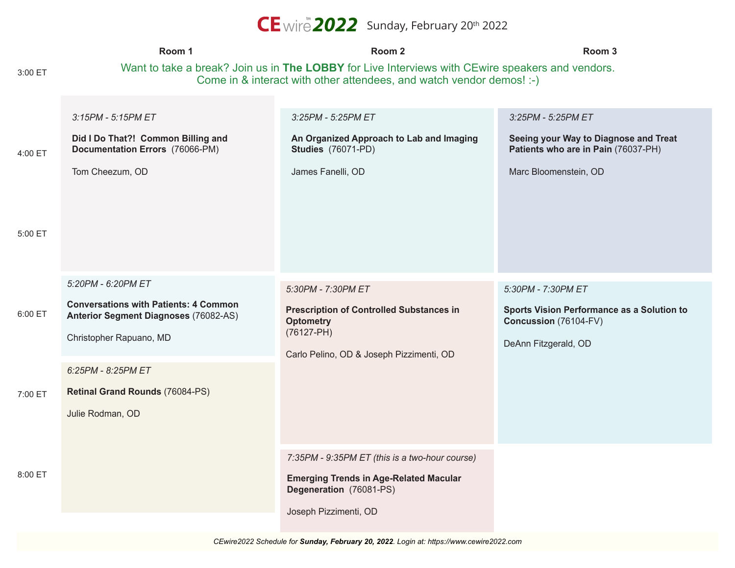# CEwire2022 Sunday, February 20th 2022

Want to take a break? Join us in **The LOBBY** for Live Interviews with CEwire speakers and vendors.
Come in & interact with other attendees, and watch vendor demos! :-)

## Room 1

*3:15PM - 5:15PM ET*

**Did I Do That?! Common Billing and Documentation Errors** (76066-PM)

Tom Cheezum, OD

*5:20PM - 6:20PM ET*

**Conversations with Patients: 4 Common Anterior Segment Diagnoses** (76082-AS)

Christopher Rapuano, MD

*6:25PM - 8:25PM ET*

**Retinal Grand Rounds** (76084-PS)

Julie Rodman, OD

## Room 2

*3:25PM - 5:25PM ET*

**An Organized Approach to Lab and Imaging Studies** (76071-PD)

James Fanelli, OD

*5:30PM - 7:30PM ET*

**Prescription of Controlled Substances in Optometry**
(76127-PH)

Carlo Pelino, OD & Joseph Pizzimenti, OD

*7:35PM - 9:35PM ET (this is a two-hour course)*

**Emerging Trends in Age-Related Macular Degeneration** (76081-PS)

Joseph Pizzimenti, OD

## Room 3

*3:25PM - 5:25PM ET*

**Seeing your Way to Diagnose and Treat Patients who are in Pain** (76037-PH)

Marc Bloomenstein, OD

*5:30PM - 7:30PM ET*

**Sports Vision Performance as a Solution to Concussion** (76104-FV)

DeAnn Fitzgerald, OD

*CEwire2022 Schedule for **Sunday, February 20, 2022**. Login at: https://www.cewire2022.com*